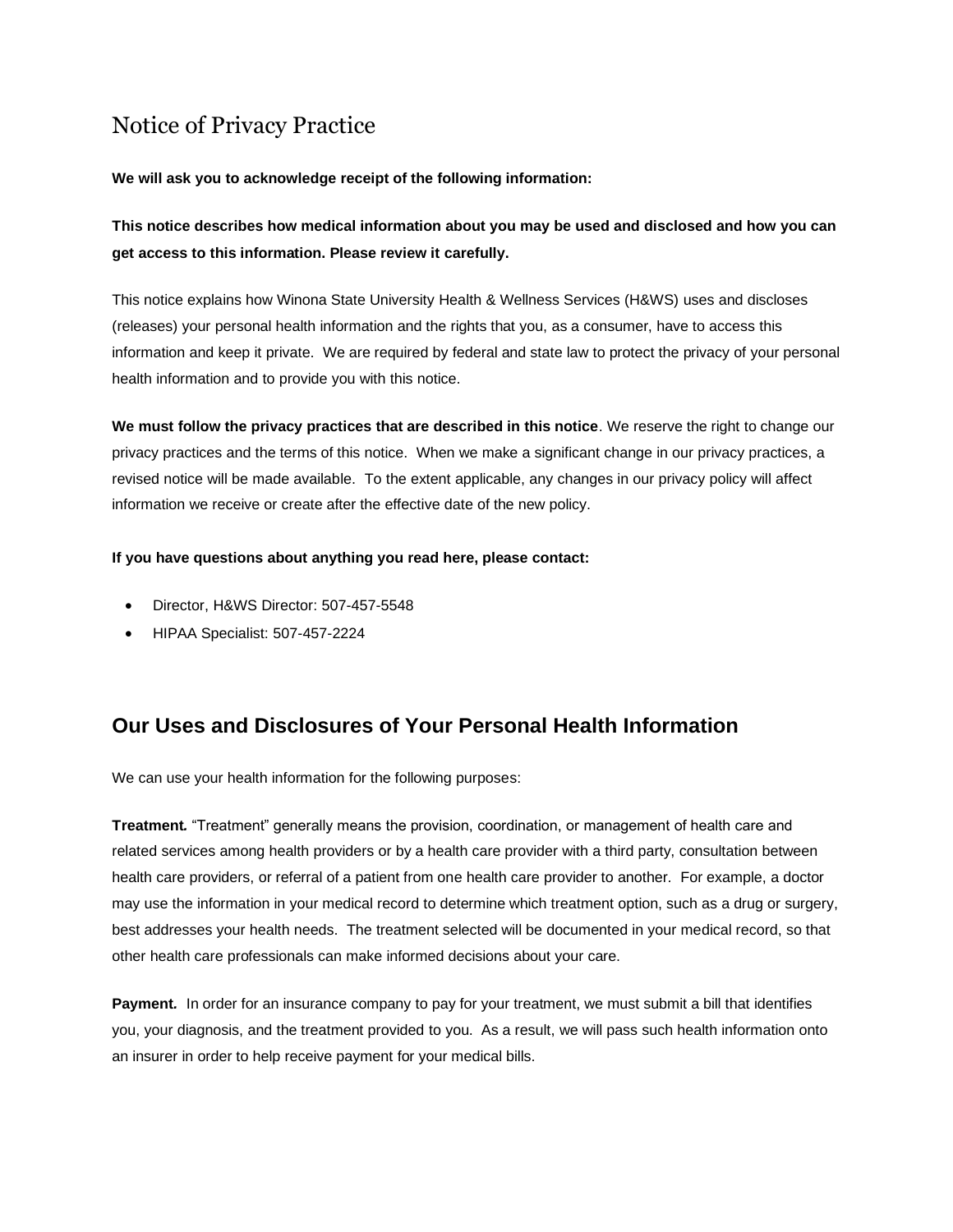# Notice of Privacy Practice

**We will ask you to acknowledge receipt of the following information:**

**This notice describes how medical information about you may be used and disclosed and how you can get access to this information. Please review it carefully.**

This notice explains how Winona State University Health & Wellness Services (H&WS) uses and discloses (releases) your personal health information and the rights that you, as a consumer, have to access this information and keep it private. We are required by federal and state law to protect the privacy of your personal health information and to provide you with this notice.

**We must follow the privacy practices that are described in this notice**. We reserve the right to change our privacy practices and the terms of this notice. When we make a significant change in our privacy practices, a revised notice will be made available. To the extent applicable, any changes in our privacy policy will affect information we receive or create after the effective date of the new policy.

**If you have questions about anything you read here, please contact:**

- Director, H&WS Director: 507-457-5548
- HIPAA Specialist: 507-457-2224

## Our Uses and Disclosures of Your Personal Health Information

We can use your health information for the following purposes:

**Treatment.** "Treatment" generally means the provision, coordination, or management of health care and related services among health providers or by a health care provider with a third party, consultation between health care providers, or referral of a patient from one health care provider to another. For example, a doctor may use the information in your medical record to determine which treatment option, such as a drug or surgery, best addresses your health needs. The treatment selected will be documented in your medical record, so that other health care professionals can make informed decisions about your care.

**Payment.** In order for an insurance company to pay for your treatment, we must submit a bill that identifies you, your diagnosis, and the treatment provided to you. As a result, we will pass such health information onto an insurer in order to help receive payment for your medical bills.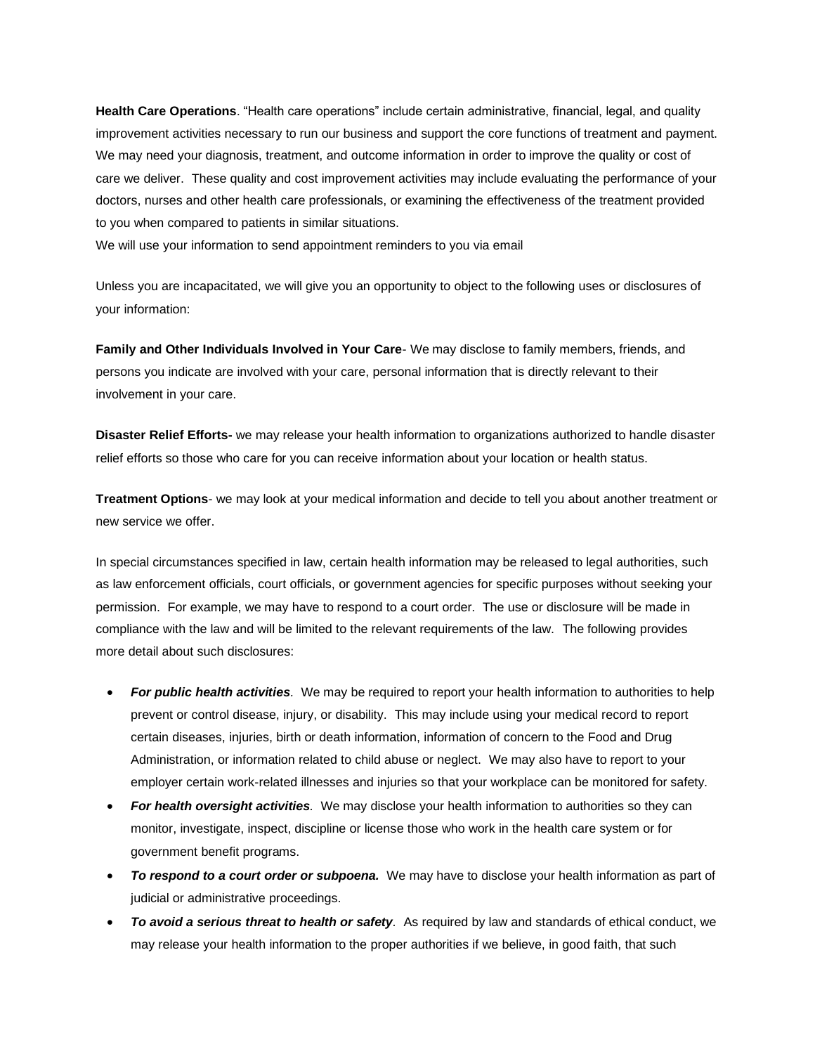**Health Care Operations**. "Health care operations" include certain administrative, financial, legal, and quality improvement activities necessary to run our business and support the core functions of treatment and payment. We may need your diagnosis, treatment, and outcome information in order to improve the quality or cost of care we deliver. These quality and cost improvement activities may include evaluating the performance of your doctors, nurses and other health care professionals, or examining the effectiveness of the treatment provided to you when compared to patients in similar situations.
We will use your information to send appointment reminders to you via email

Unless you are incapacitated, we will give you an opportunity to object to the following uses or disclosures of your information:

**Family and Other Individuals Involved in Your Care**- We may disclose to family members, friends, and persons you indicate are involved with your care, personal information that is directly relevant to their involvement in your care.

**Disaster Relief Efforts-** we may release your health information to organizations authorized to handle disaster relief efforts so those who care for you can receive information about your location or health status.

**Treatment Options**- we may look at your medical information and decide to tell you about another treatment or new service we offer.

In special circumstances specified in law, certain health information may be released to legal authorities, such as law enforcement officials, court officials, or government agencies for specific purposes without seeking your permission. For example, we may have to respond to a court order. The use or disclosure will be made in compliance with the law and will be limited to the relevant requirements of the law. The following provides more detail about such disclosures:

- ***For public health activities****.* We may be required to report your health information to authorities to help prevent or control disease, injury, or disability. This may include using your medical record to report certain diseases, injuries, birth or death information, information of concern to the Food and Drug Administration, or information related to child abuse or neglect. We may also have to report to your employer certain work-related illnesses and injuries so that your workplace can be monitored for safety.
- ***For health oversight activities****.* We may disclose your health information to authorities so they can monitor, investigate, inspect, discipline or license those who work in the health care system or for government benefit programs.
- ***To respond to a court order or subpoena.*** We may have to disclose your health information as part of judicial or administrative proceedings.
- ***To avoid a serious threat to health or safety****.* As required by law and standards of ethical conduct, we may release your health information to the proper authorities if we believe, in good faith, that such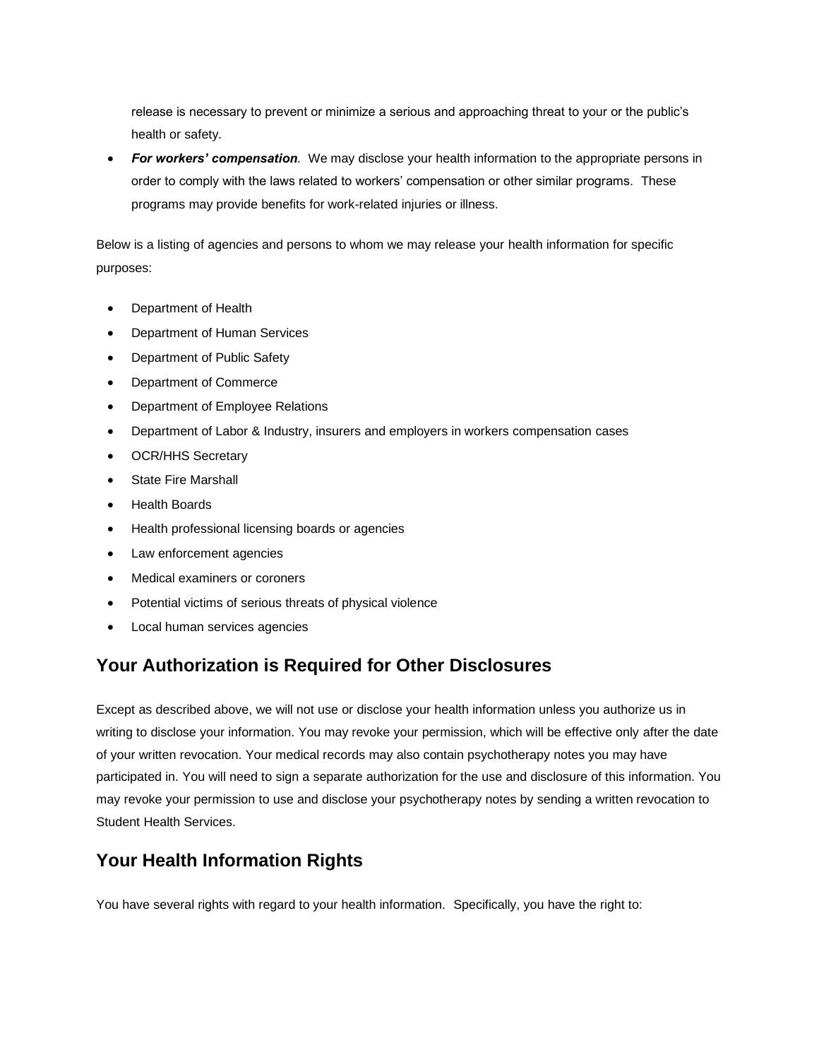release is necessary to prevent or minimize a serious and approaching threat to your or the public's health or safety.

- ***For workers' compensation**.* We may disclose your health information to the appropriate persons in order to comply with the laws related to workers' compensation or other similar programs. These programs may provide benefits for work-related injuries or illness.

Below is a listing of agencies and persons to whom we may release your health information for specific purposes:

- Department of Health
- Department of Human Services
- Department of Public Safety
- Department of Commerce
- Department of Employee Relations
- Department of Labor & Industry, insurers and employers in workers compensation cases
- OCR/HHS Secretary
- State Fire Marshall
- Health Boards
- Health professional licensing boards or agencies
- Law enforcement agencies
- Medical examiners or coroners
- Potential victims of serious threats of physical violence
- Local human services agencies

## Your Authorization is Required for Other Disclosures

Except as described above, we will not use or disclose your health information unless you authorize us in writing to disclose your information. You may revoke your permission, which will be effective only after the date of your written revocation. Your medical records may also contain psychotherapy notes you may have participated in. You will need to sign a separate authorization for the use and disclosure of this information. You may revoke your permission to use and disclose your psychotherapy notes by sending a written revocation to Student Health Services.

## Your Health Information Rights

You have several rights with regard to your health information. Specifically, you have the right to: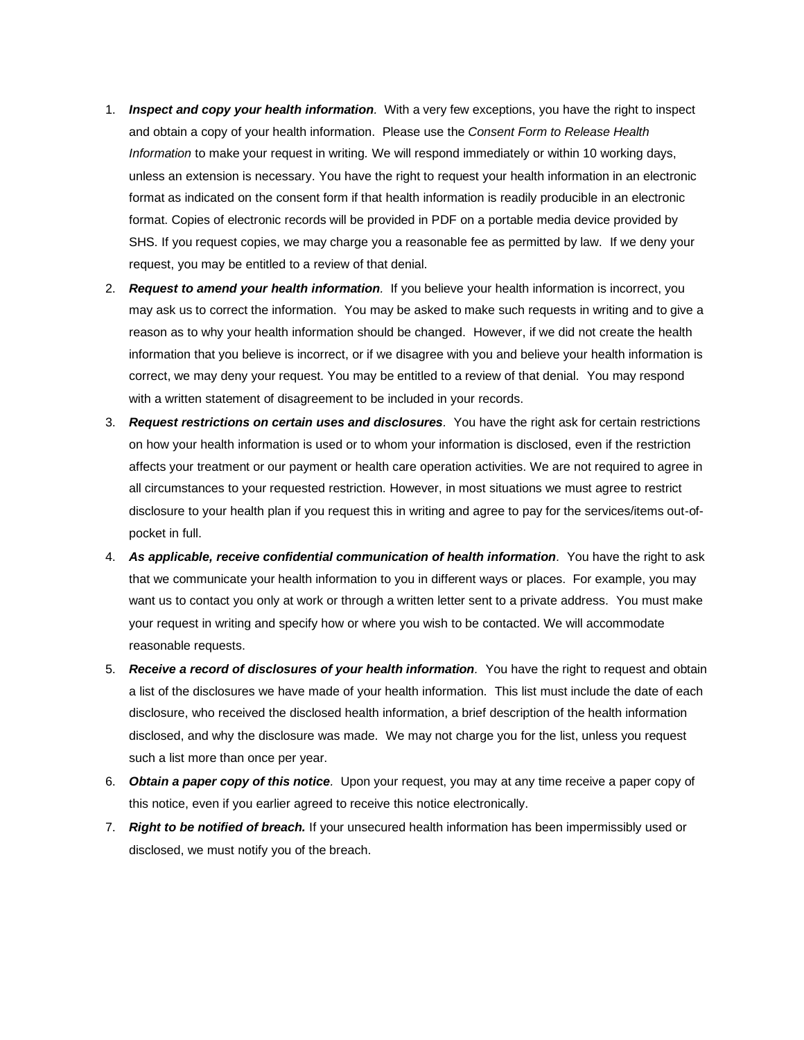1. ***Inspect and copy your health information**.* With a very few exceptions, you have the right to inspect and obtain a copy of your health information. Please use the *Consent Form to Release Health Information* to make your request in writing. We will respond immediately or within 10 working days, unless an extension is necessary. You have the right to request your health information in an electronic format as indicated on the consent form if that health information is readily producible in an electronic format. Copies of electronic records will be provided in PDF on a portable media device provided by SHS. If you request copies, we may charge you a reasonable fee as permitted by law. If we deny your request, you may be entitled to a review of that denial.
2. ***Request to amend your health information**.* If you believe your health information is incorrect, you may ask us to correct the information. You may be asked to make such requests in writing and to give a reason as to why your health information should be changed. However, if we did not create the health information that you believe is incorrect, or if we disagree with you and believe your health information is correct, we may deny your request. You may be entitled to a review of that denial. You may respond with a written statement of disagreement to be included in your records.
3. ***Request restrictions on certain uses and disclosures**.* You have the right ask for certain restrictions on how your health information is used or to whom your information is disclosed, even if the restriction affects your treatment or our payment or health care operation activities. We are not required to agree in all circumstances to your requested restriction. However, in most situations we must agree to restrict disclosure to your health plan if you request this in writing and agree to pay for the services/items out-of-pocket in full.
4. ***As applicable, receive confidential communication of health information**.* You have the right to ask that we communicate your health information to you in different ways or places. For example, you may want us to contact you only at work or through a written letter sent to a private address. You must make your request in writing and specify how or where you wish to be contacted. We will accommodate reasonable requests.
5. ***Receive a record of disclosures of your health information**.* You have the right to request and obtain a list of the disclosures we have made of your health information. This list must include the date of each disclosure, who received the disclosed health information, a brief description of the health information disclosed, and why the disclosure was made. We may not charge you for the list, unless you request such a list more than once per year.
6. ***Obtain a paper copy of this notice**.* Upon your request, you may at any time receive a paper copy of this notice, even if you earlier agreed to receive this notice electronically.
7. ***Right to be notified of breach.*** If your unsecured health information has been impermissibly used or disclosed, we must notify you of the breach.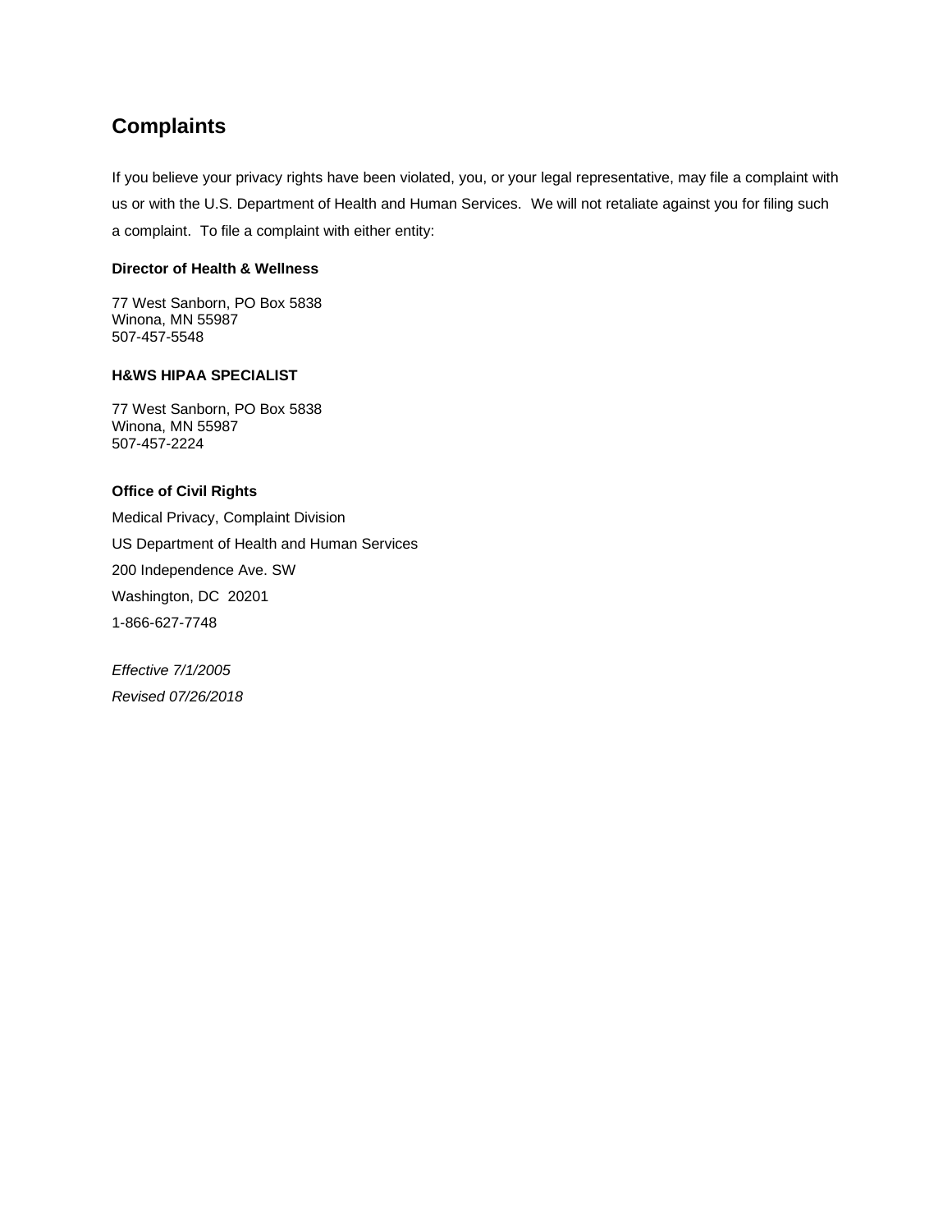## Complaints

If you believe your privacy rights have been violated, you, or your legal representative, may file a complaint with us or with the U.S. Department of Health and Human Services. We will not retaliate against you for filing such a complaint. To file a complaint with either entity:

**Director of Health & Wellness**

77 West Sanborn, PO Box 5838
Winona, MN 55987
507-457-5548

**H&WS HIPAA SPECIALIST**

77 West Sanborn, PO Box 5838
Winona, MN 55987
507-457-2224

**Office of Civil Rights**

Medical Privacy, Complaint Division
US Department of Health and Human Services
200 Independence Ave. SW
Washington, DC 20201
1-866-627-7748

*Effective 7/1/2005*
*Revised 07/26/2018*